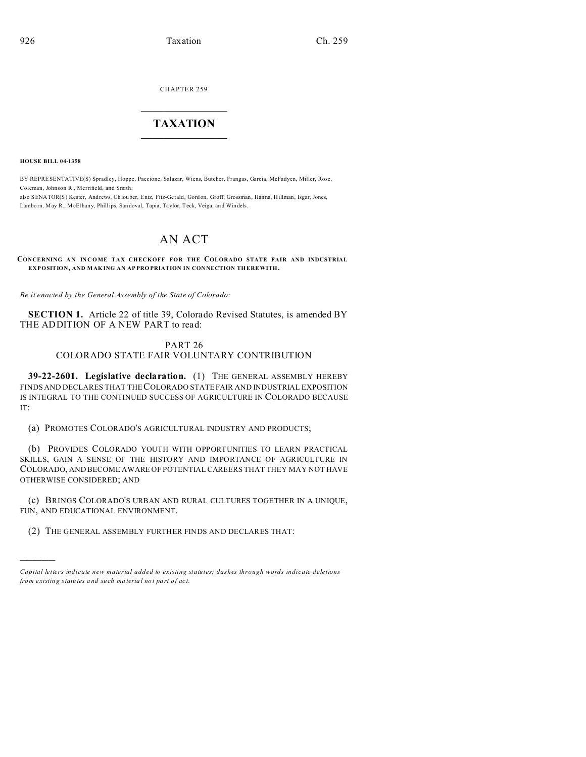CHAPTER 259

# TAXATION

**HOUSE BILL 04-1358**

BY REPRESENTATIVE(S) Spradley, Hoppe, Paccione, Salazar, Wiens, Butcher, Frangas, Garcia, McFadyen, Miller, Rose, Coleman, Johnson R., Merrifield, and Smith;
also SENATOR(S) Kester, Andrews, Chlouber, Entz, Fitz-Gerald, Gordon, Groff, Grossman, Hanna, Hillman, Isgar, Jones, Lamborn, May R., McElhany, Phillips, Sandoval, Tapia, Taylor, Teck, Veiga, and Windels.

# AN ACT

**CONCERNING AN INCOME TAX CHECKOFF FOR THE COLORADO STATE FAIR AND INDUSTRIAL EXPOSITION, AND MAKING AN APPROPRIATION IN CONNECTION THEREWITH.**

*Be it enacted by the General Assembly of the State of Colorado:*

**SECTION 1.** Article 22 of title 39, Colorado Revised Statutes, is amended BY THE ADDITION OF A NEW PART to read:

PART 26
COLORADO STATE FAIR VOLUNTARY CONTRIBUTION

**39-22-2601. Legislative declaration.** (1) THE GENERAL ASSEMBLY HEREBY FINDS AND DECLARES THAT THE COLORADO STATE FAIR AND INDUSTRIAL EXPOSITION IS INTEGRAL TO THE CONTINUED SUCCESS OF AGRICULTURE IN COLORADO BECAUSE IT:

(a) PROMOTES COLORADO'S AGRICULTURAL INDUSTRY AND PRODUCTS;

(b) PROVIDES COLORADO YOUTH WITH OPPORTUNITIES TO LEARN PRACTICAL SKILLS, GAIN A SENSE OF THE HISTORY AND IMPORTANCE OF AGRICULTURE IN COLORADO, AND BECOME AWARE OF POTENTIAL CAREERS THAT THEY MAY NOT HAVE OTHERWISE CONSIDERED; AND

(c) BRINGS COLORADO'S URBAN AND RURAL CULTURES TOGETHER IN A UNIQUE, FUN, AND EDUCATIONAL ENVIRONMENT.

(2) THE GENERAL ASSEMBLY FURTHER FINDS AND DECLARES THAT:

*Capital letters indicate new material added to existing statutes; dashes through words indicate deletions from existing statutes and such material not part of act.*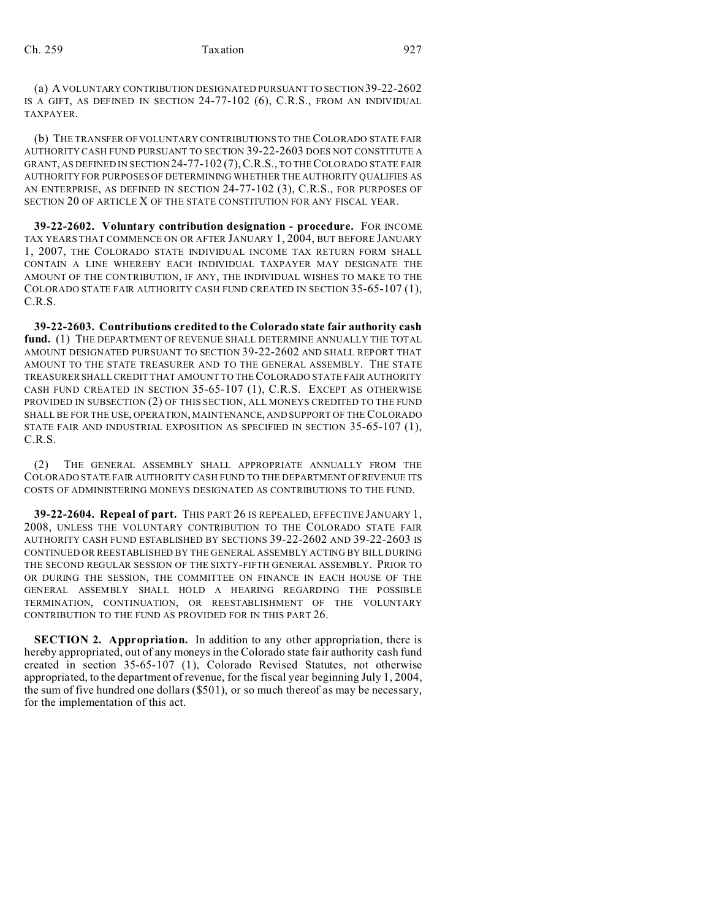(a) A VOLUNTARY CONTRIBUTION DESIGNATED PURSUANT TO SECTION 39-22-2602 IS A GIFT, AS DEFINED IN SECTION 24-77-102 (6), C.R.S., FROM AN INDIVIDUAL TAXPAYER.

(b) THE TRANSFER OF VOLUNTARY CONTRIBUTIONS TO THE COLORADO STATE FAIR AUTHORITY CASH FUND PURSUANT TO SECTION 39-22-2603 DOES NOT CONSTITUTE A GRANT, AS DEFINED IN SECTION 24-77-102 (7), C.R.S., TO THE COLORADO STATE FAIR AUTHORITY FOR PURPOSES OF DETERMINING WHETHER THE AUTHORITY QUALIFIES AS AN ENTERPRISE, AS DEFINED IN SECTION 24-77-102 (3), C.R.S., FOR PURPOSES OF SECTION 20 OF ARTICLE X OF THE STATE CONSTITUTION FOR ANY FISCAL YEAR.

**39-22-2602. Voluntary contribution designation - procedure.** FOR INCOME TAX YEARS THAT COMMENCE ON OR AFTER JANUARY 1, 2004, BUT BEFORE JANUARY 1, 2007, THE COLORADO STATE INDIVIDUAL INCOME TAX RETURN FORM SHALL CONTAIN A LINE WHEREBY EACH INDIVIDUAL TAXPAYER MAY DESIGNATE THE AMOUNT OF THE CONTRIBUTION, IF ANY, THE INDIVIDUAL WISHES TO MAKE TO THE COLORADO STATE FAIR AUTHORITY CASH FUND CREATED IN SECTION 35-65-107 (1), C.R.S.

**39-22-2603. Contributions credited to the Colorado state fair authority cash fund.** (1) THE DEPARTMENT OF REVENUE SHALL DETERMINE ANNUALLY THE TOTAL AMOUNT DESIGNATED PURSUANT TO SECTION 39-22-2602 AND SHALL REPORT THAT AMOUNT TO THE STATE TREASURER AND TO THE GENERAL ASSEMBLY. THE STATE TREASURER SHALL CREDIT THAT AMOUNT TO THE COLORADO STATE FAIR AUTHORITY CASH FUND CREATED IN SECTION 35-65-107 (1), C.R.S. EXCEPT AS OTHERWISE PROVIDED IN SUBSECTION (2) OF THIS SECTION, ALL MONEYS CREDITED TO THE FUND SHALL BE FOR THE USE, OPERATION, MAINTENANCE, AND SUPPORT OF THE COLORADO STATE FAIR AND INDUSTRIAL EXPOSITION AS SPECIFIED IN SECTION 35-65-107 (1), C.R.S.

(2) THE GENERAL ASSEMBLY SHALL APPROPRIATE ANNUALLY FROM THE COLORADO STATE FAIR AUTHORITY CASH FUND TO THE DEPARTMENT OF REVENUE ITS COSTS OF ADMINISTERING MONEYS DESIGNATED AS CONTRIBUTIONS TO THE FUND.

**39-22-2604. Repeal of part.** THIS PART 26 IS REPEALED, EFFECTIVE JANUARY 1, 2008, UNLESS THE VOLUNTARY CONTRIBUTION TO THE COLORADO STATE FAIR AUTHORITY CASH FUND ESTABLISHED BY SECTIONS 39-22-2602 AND 39-22-2603 IS CONTINUED OR REESTABLISHED BY THE GENERAL ASSEMBLY ACTING BY BILL DURING THE SECOND REGULAR SESSION OF THE SIXTY-FIFTH GENERAL ASSEMBLY. PRIOR TO OR DURING THE SESSION, THE COMMITTEE ON FINANCE IN EACH HOUSE OF THE GENERAL ASSEMBLY SHALL HOLD A HEARING REGARDING THE POSSIBLE TERMINATION, CONTINUATION, OR REESTABLISHMENT OF THE VOLUNTARY CONTRIBUTION TO THE FUND AS PROVIDED FOR IN THIS PART 26.

**SECTION 2. Appropriation.** In addition to any other appropriation, there is hereby appropriated, out of any moneys in the Colorado state fair authority cash fund created in section 35-65-107 (1), Colorado Revised Statutes, not otherwise appropriated, to the department of revenue, for the fiscal year beginning July 1, 2004, the sum of five hundred one dollars ($501), or so much thereof as may be necessary, for the implementation of this act.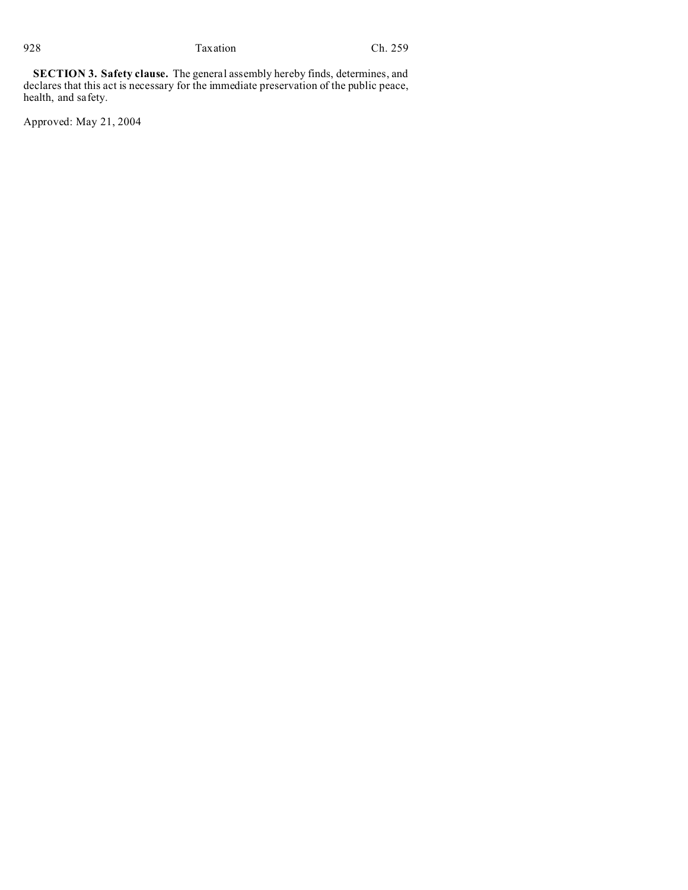**SECTION 3. Safety clause.** The general assembly hereby finds, determines, and declares that this act is necessary for the immediate preservation of the public peace, health, and safety.

Approved: May 21, 2004